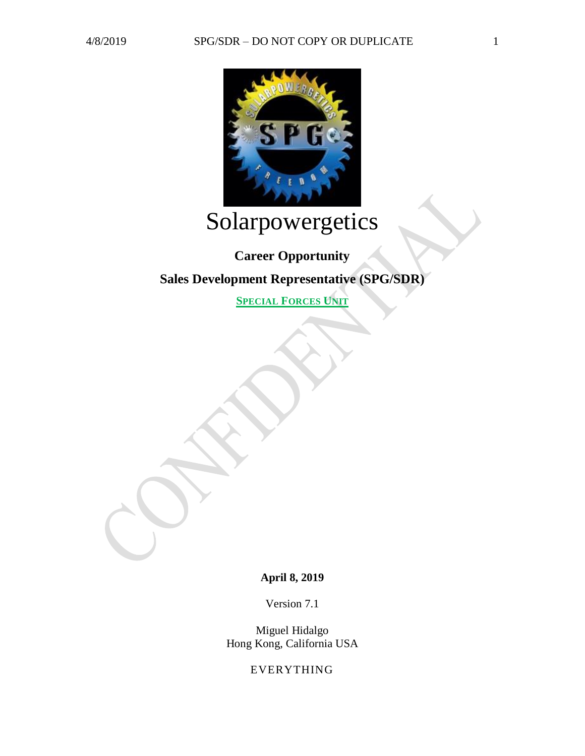# Solarpowergetics

**Career Opportunity**

**Sales Development Representative (SPG/SDR)**

**SPECIAL FORCES UNIT**

**April 8, 2019**

Version 7.1

Miguel Hidalgo
Hong Kong, California USA

EVERYTHING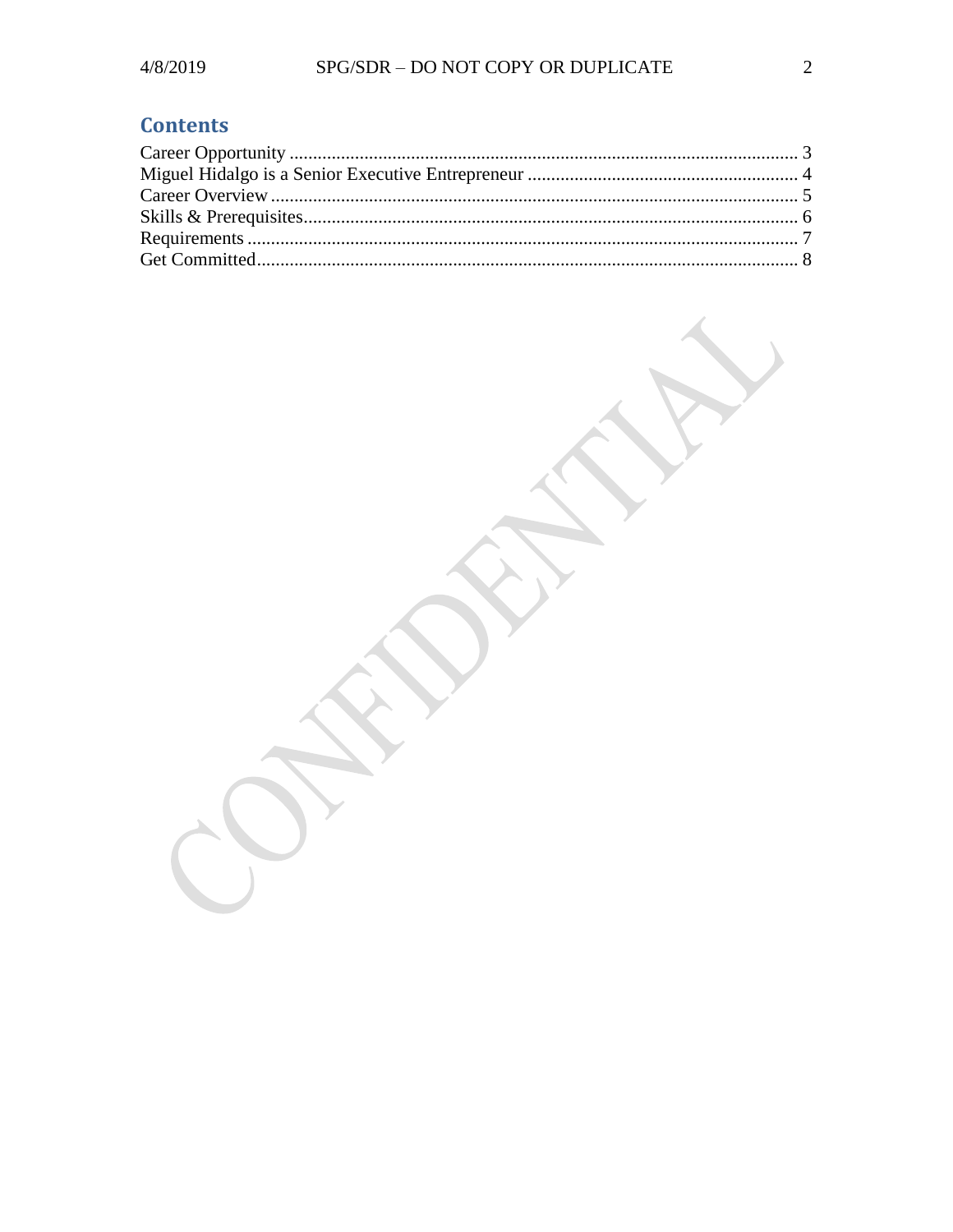## Contents

Career Opportunity ........................................................................................................... 3
Miguel Hidalgo is a Senior Executive Entrepreneur ......................................................... 4
Career Overview ............................................................................................................... 5
Skills & Prerequisites........................................................................................................ 6
Requirements .................................................................................................................... 7
Get Committed.................................................................................................................. 8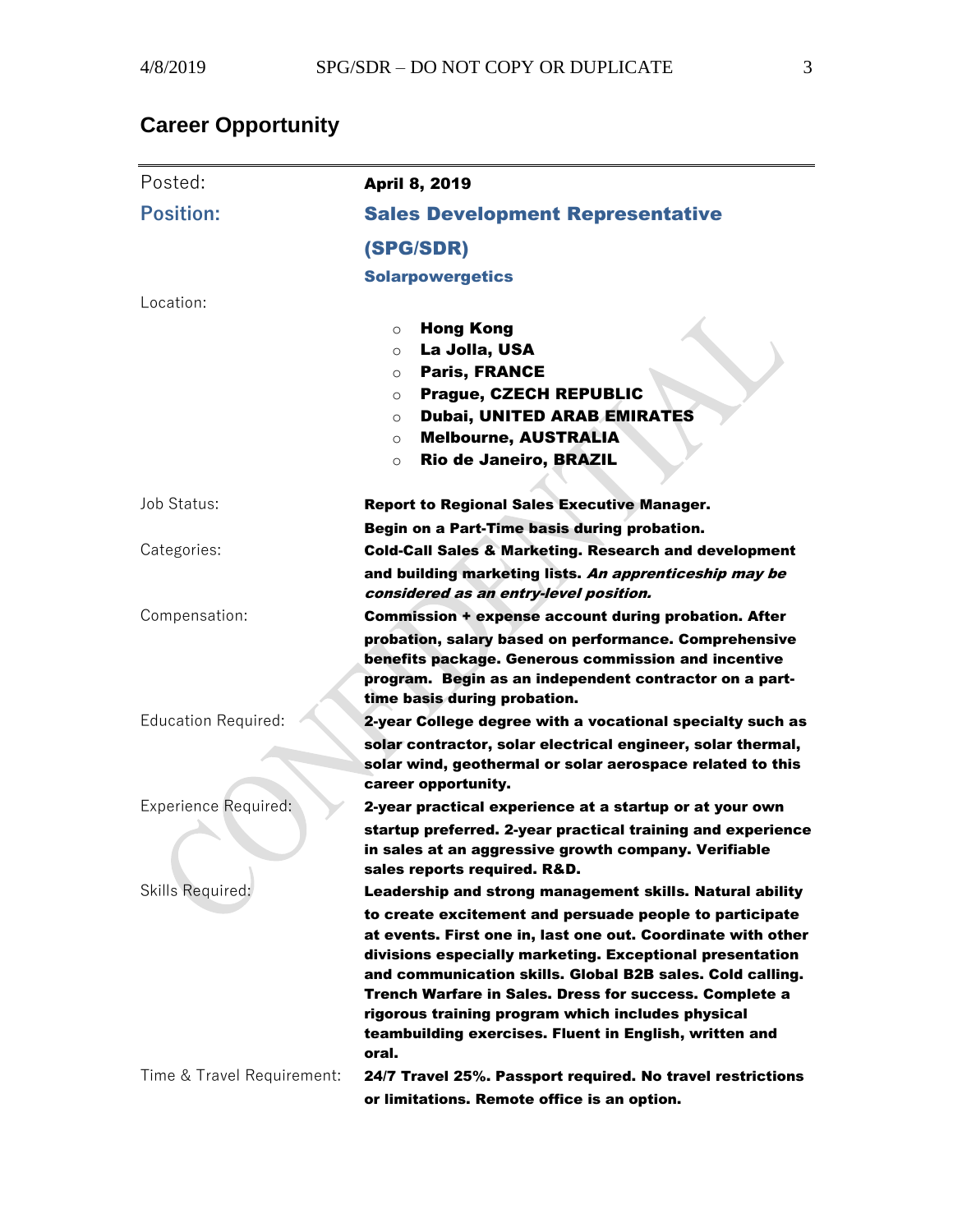## Career Opportunity

| | |
|---|---|
| Posted: | **April 8, 2019** |
| **Position:** | **Sales Development Representative (SPG/SDR)**<br>**Solarpowergetics** |
| Location: | ◦ **Hong Kong**<br>◦ **La Jolla, USA**<br>◦ **Paris, FRANCE**<br>◦ **Prague, CZECH REPUBLIC**<br>◦ **Dubai, UNITED ARAB EMIRATES**<br>◦ **Melbourne, AUSTRALIA**<br>◦ **Rio de Janeiro, BRAZIL** |
| Job Status: | **Report to Regional Sales Executive Manager. Begin on a Part-Time basis during probation.** |
| Categories: | **Cold-Call Sales & Marketing. Research and development and building marketing lists.** ***An apprenticeship may be considered as an entry-level position.*** |
| Compensation: | **Commission + expense account during probation. After probation, salary based on performance. Comprehensive benefits package. Generous commission and incentive program. Begin as an independent contractor on a part-time basis during probation.** |
| Education Required: | **2-year College degree with a vocational specialty such as solar contractor, solar electrical engineer, solar thermal, solar wind, geothermal or solar aerospace related to this career opportunity.** |
| Experience Required: | **2-year practical experience at a startup or at your own startup preferred. 2-year practical training and experience in sales at an aggressive growth company. Verifiable sales reports required. R&D.** |
| Skills Required: | **Leadership and strong management skills. Natural ability to create excitement and persuade people to participate at events. First one in, last one out. Coordinate with other divisions especially marketing. Exceptional presentation and communication skills. Global B2B sales. Cold calling. Trench Warfare in Sales. Dress for success. Complete a rigorous training program which includes physical teambuilding exercises. Fluent in English, written and oral.** |
| Time & Travel Requirement: | **24/7 Travel 25%. Passport required. No travel restrictions or limitations. Remote office is an option.** |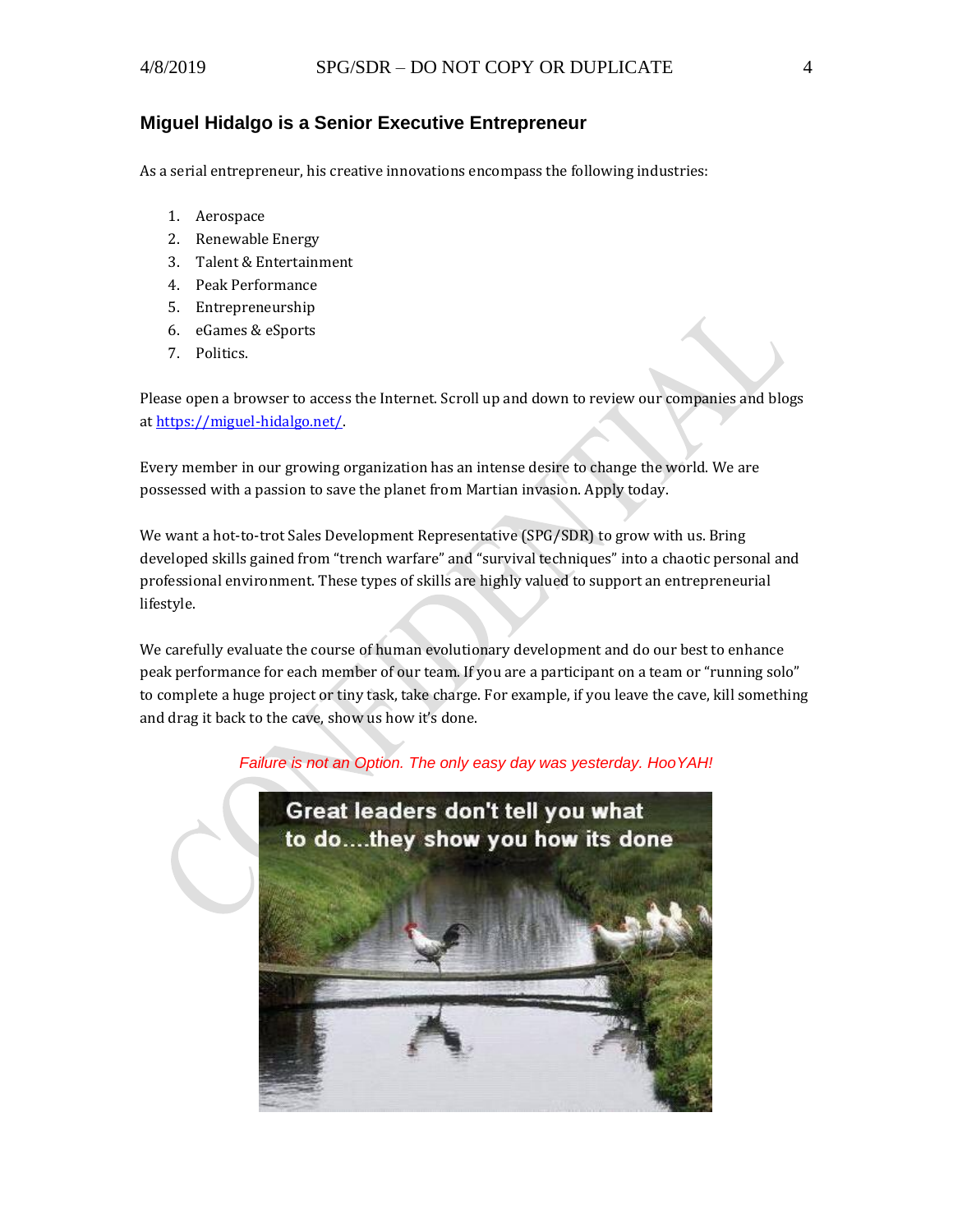## Miguel Hidalgo is a Senior Executive Entrepreneur

As a serial entrepreneur, his creative innovations encompass the following industries:

1. Aerospace
2. Renewable Energy
3. Talent & Entertainment
4. Peak Performance
5. Entrepreneurship
6. eGames & eSports
7. Politics.

Please open a browser to access the Internet. Scroll up and down to review our companies and blogs at [https://miguel-hidalgo.net/](https://miguel-hidalgo.net/).

Every member in our growing organization has an intense desire to change the world. We are possessed with a passion to save the planet from Martian invasion. Apply today.

We want a hot-to-trot Sales Development Representative (SPG/SDR) to grow with us. Bring developed skills gained from "trench warfare" and "survival techniques" into a chaotic personal and professional environment. These types of skills are highly valued to support an entrepreneurial lifestyle.

We carefully evaluate the course of human evolutionary development and do our best to enhance peak performance for each member of our team. If you are a participant on a team or "running solo" to complete a huge project or tiny task, take charge. For example, if you leave the cave, kill something and drag it back to the cave, show us how it's done.

*Failure is not an Option. The only easy day was yesterday. HooYAH!*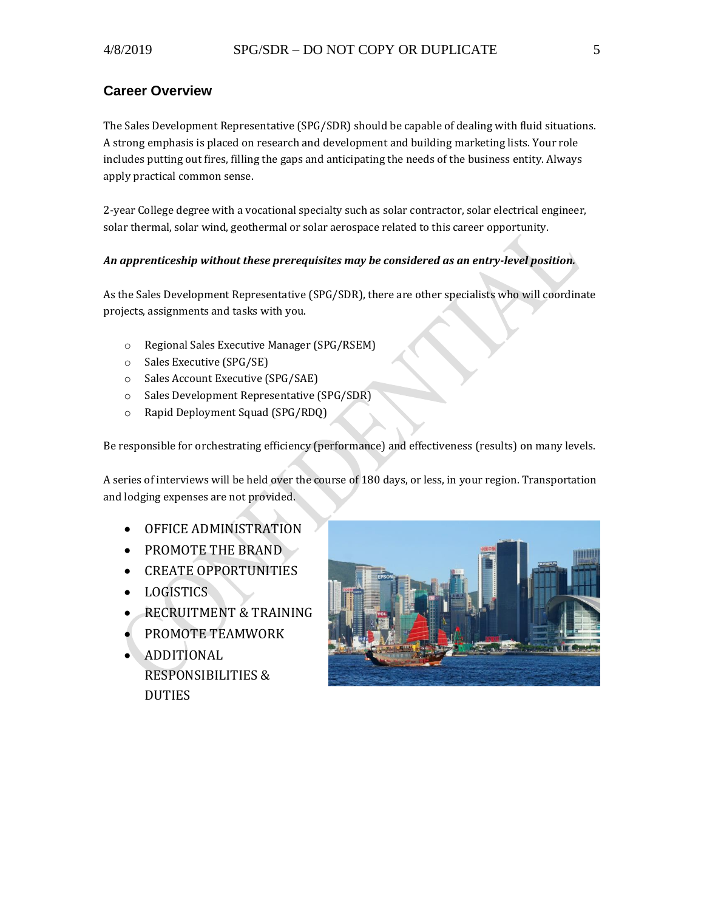## Career Overview

The Sales Development Representative (SPG/SDR) should be capable of dealing with fluid situations. A strong emphasis is placed on research and development and building marketing lists. Your role includes putting out fires, filling the gaps and anticipating the needs of the business entity. Always apply practical common sense.

2-year College degree with a vocational specialty such as solar contractor, solar electrical engineer, solar thermal, solar wind, geothermal or solar aerospace related to this career opportunity.

***An apprenticeship without these prerequisites may be considered as an entry-level position.***

As the Sales Development Representative (SPG/SDR), there are other specialists who will coordinate projects, assignments and tasks with you.

- Regional Sales Executive Manager (SPG/RSEM)
- Sales Executive (SPG/SE)
- Sales Account Executive (SPG/SAE)
- Sales Development Representative (SPG/SDR)
- Rapid Deployment Squad (SPG/RDQ)

Be responsible for orchestrating efficiency (performance) and effectiveness (results) on many levels.

A series of interviews will be held over the course of 180 days, or less, in your region. Transportation and lodging expenses are not provided.

- OFFICE ADMINISTRATION
- PROMOTE THE BRAND
- CREATE OPPORTUNITIES
- LOGISTICS
- RECRUITMENT & TRAINING
- PROMOTE TEAMWORK
- ADDITIONAL RESPONSIBILITIES & DUTIES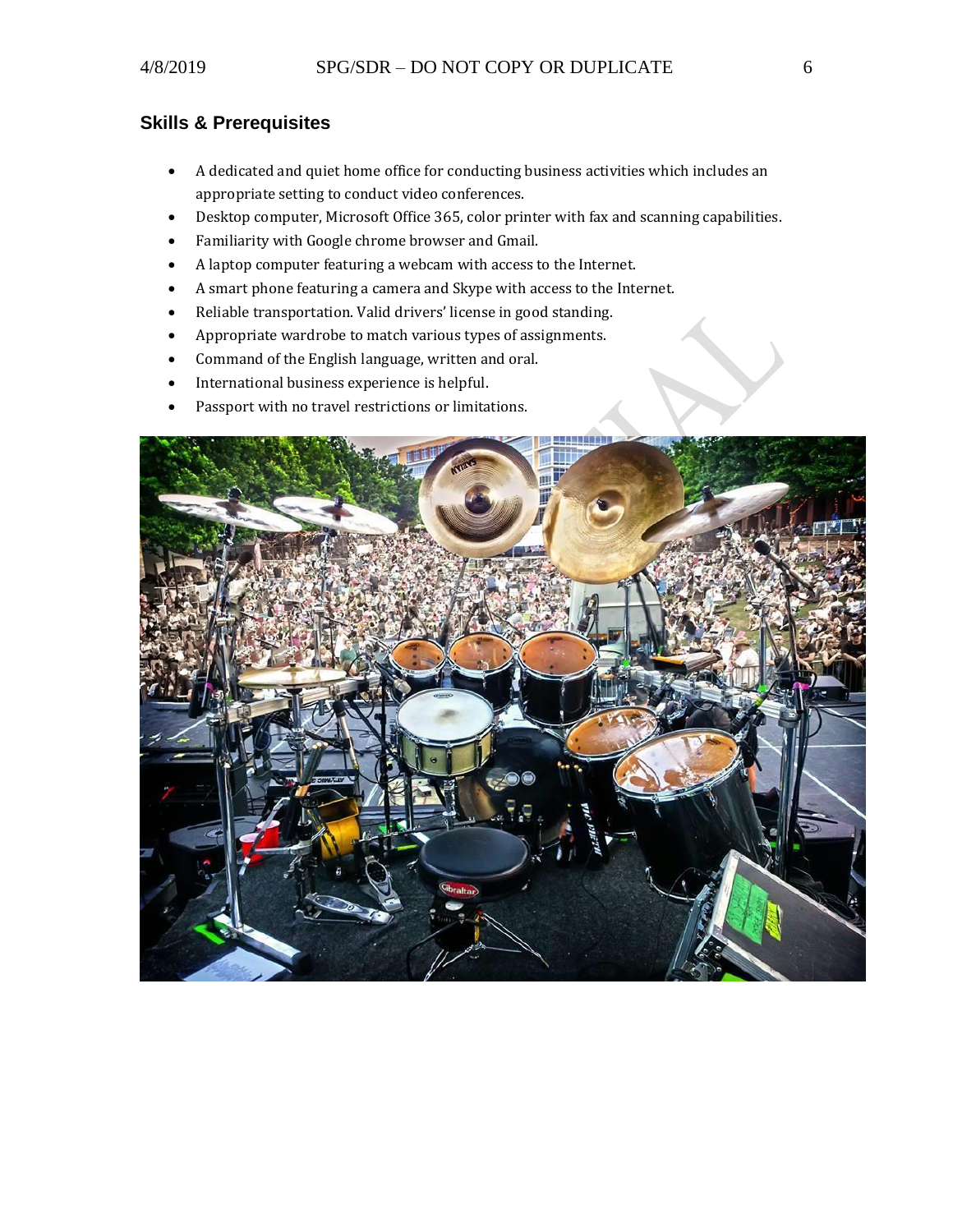## Skills & Prerequisites

- A dedicated and quiet home office for conducting business activities which includes an appropriate setting to conduct video conferences.
- Desktop computer, Microsoft Office 365, color printer with fax and scanning capabilities.
- Familiarity with Google chrome browser and Gmail.
- A laptop computer featuring a webcam with access to the Internet.
- A smart phone featuring a camera and Skype with access to the Internet.
- Reliable transportation. Valid drivers' license in good standing.
- Appropriate wardrobe to match various types of assignments.
- Command of the English language, written and oral.
- International business experience is helpful.
- Passport with no travel restrictions or limitations.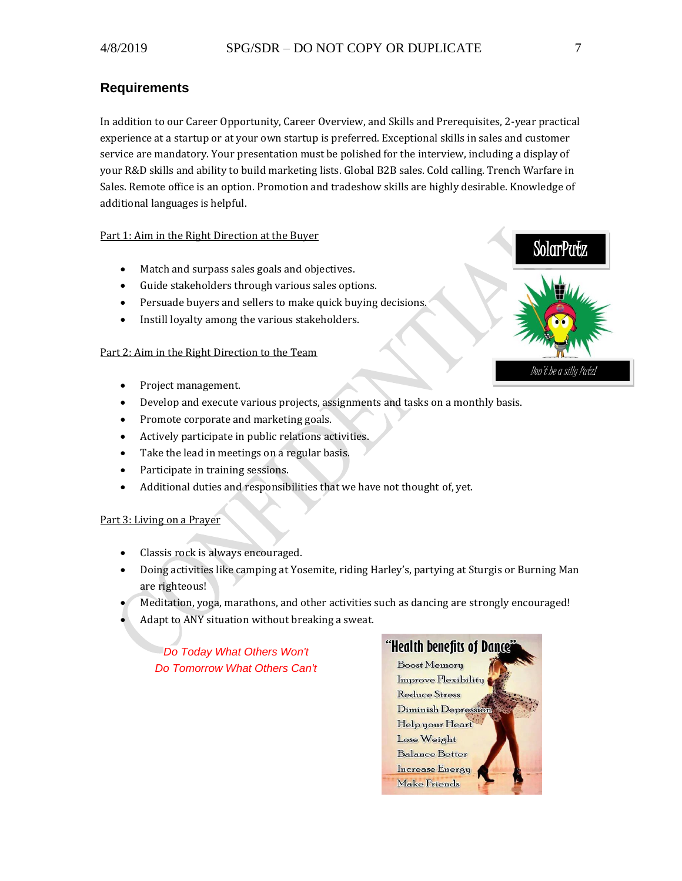## Requirements

In addition to our Career Opportunity, Career Overview, and Skills and Prerequisites, 2-year practical experience at a startup or at your own startup is preferred. Exceptional skills in sales and customer service are mandatory. Your presentation must be polished for the interview, including a display of your R&D skills and ability to build marketing lists. Global B2B sales. Cold calling. Trench Warfare in Sales. Remote office is an option. Promotion and tradeshow skills are highly desirable. Knowledge of additional languages is helpful.

<u>Part 1: Aim in the Right Direction at the Buyer</u>

- Match and surpass sales goals and objectives.
- Guide stakeholders through various sales options.
- Persuade buyers and sellers to make quick buying decisions.
- Instill loyalty among the various stakeholders.

<u>Part 2: Aim in the Right Direction to the Team</u>

- Project management.
- Develop and execute various projects, assignments and tasks on a monthly basis.
- Promote corporate and marketing goals.
- Actively participate in public relations activities.
- Take the lead in meetings on a regular basis.
- Participate in training sessions.
- Additional duties and responsibilities that we have not thought of, yet.

<u>Part 3: Living on a Prayer</u>

- Classis rock is always encouraged.
- Doing activities like camping at Yosemite, riding Harley's, partying at Sturgis or Burning Man are righteous!
- Meditation, yoga, marathons, and other activities such as dancing are strongly encouraged!
- Adapt to ANY situation without breaking a sweat.

*Do Today What Others Won't*
*Do Tomorrow What Others Can't*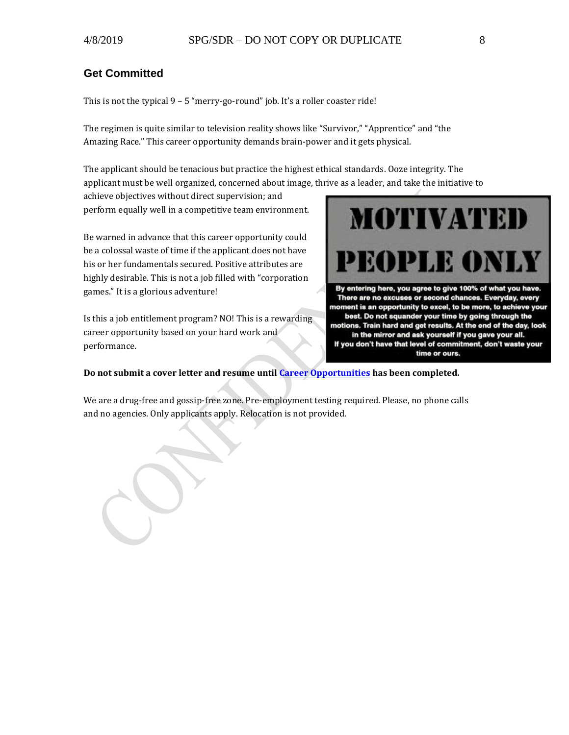## Get Committed

This is not the typical 9 – 5 "merry-go-round" job. It's a roller coaster ride!

The regimen is quite similar to television reality shows like "Survivor," "Apprentice" and "the Amazing Race." This career opportunity demands brain-power and it gets physical.

The applicant should be tenacious but practice the highest ethical standards. Ooze integrity. The applicant must be well organized, concerned about image, thrive as a leader, and take the initiative to achieve objectives without direct supervision; and perform equally well in a competitive team environment.

Be warned in advance that this career opportunity could be a colossal waste of time if the applicant does not have his or her fundamentals secured. Positive attributes are highly desirable. This is not a job filled with "corporation games." It is a glorious adventure!

Is this a job entitlement program? NO! This is a rewarding career opportunity based on your hard work and performance.

MOTIVATED PEOPLE ONLY

By entering here, you agree to give 100% of what you have. There are no excuses or second chances. Everyday, every moment is an opportunity to excel, to be more, to achieve your best. Do not squander your time by going through the motions. Train hard and get results. At the end of the day, look in the mirror and ask yourself if you gave your all. If you don't have that level of commitment, don't waste your time or ours.

**Do not submit a cover letter and resume until Career Opportunities has been completed.**

We are a drug-free and gossip-free zone. Pre-employment testing required. Please, no phone calls and no agencies. Only applicants apply. Relocation is not provided.